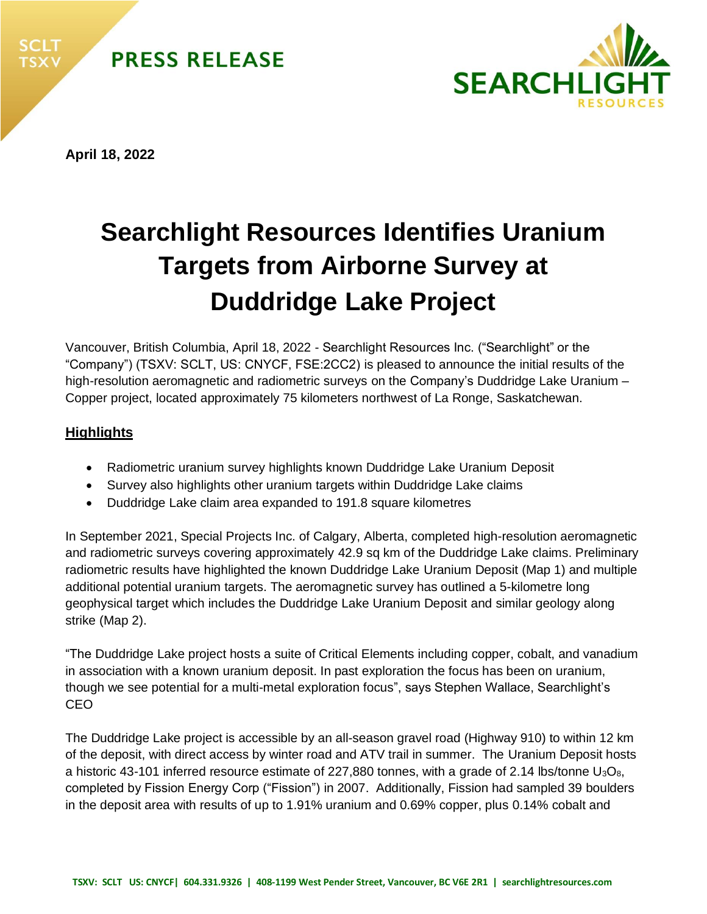PRESS RELEASE

April 18, 2022

# Searchlight Resources Identifies Uranium Targets from Airborne Survey at Duddridge Lake Project

Vancouver, British Columbia, April 18, 2022 - Searchlight Resources Inc. ("Searchlight" or the "Company") (TSXV: SCLT, US: CNYCF, FSE:2CC2) is pleased to announce the initial results of the high-resolution aeromagnetic and radiometric surveys on the Company's Duddridge Lake Uranium – Copper project, located approximately 75 kilometers northwest of La Ronge, Saskatchewan.

## Highlights

- Radiometric uranium survey highlights known Duddridge Lake Uranium Deposit
- Survey also highlights other uranium targets within Duddridge Lake claims
- Duddridge Lake claim area expanded to 191.8 square kilometres

In September 2021, Special Projects Inc. of Calgary, Alberta, completed high-resolution aeromagnetic and radiometric surveys covering approximately 42.9 sq km of the Duddridge Lake claims. Preliminary radiometric results have highlighted the known Duddridge Lake Uranium Deposit (Map 1) and multiple additional potential uranium targets. The aeromagnetic survey has outlined a 5-kilometre long geophysical target which includes the Duddridge Lake Uranium Deposit and similar geology along strike (Map 2).

"The Duddridge Lake project hosts a suite of Critical Elements including copper, cobalt, and vanadium in association with a known uranium deposit. In past exploration the focus has been on uranium, though we see potential for a multi-metal exploration focus", says Stephen Wallace, Searchlight's CEO

The Duddridge Lake project is accessible by an all-season gravel road (Highway 910) to within 12 km of the deposit, with direct access by winter road and ATV trail in summer. The Uranium Deposit hosts a historic 43-101 inferred resource estimate of 227,880 tonnes, with a grade of 2.14 lbs/tonne $U_3O_8$, completed by Fission Energy Corp ("Fission") in 2007. Additionally, Fission had sampled 39 boulders in the deposit area with results of up to 1.91% uranium and 0.69% copper, plus 0.14% cobalt and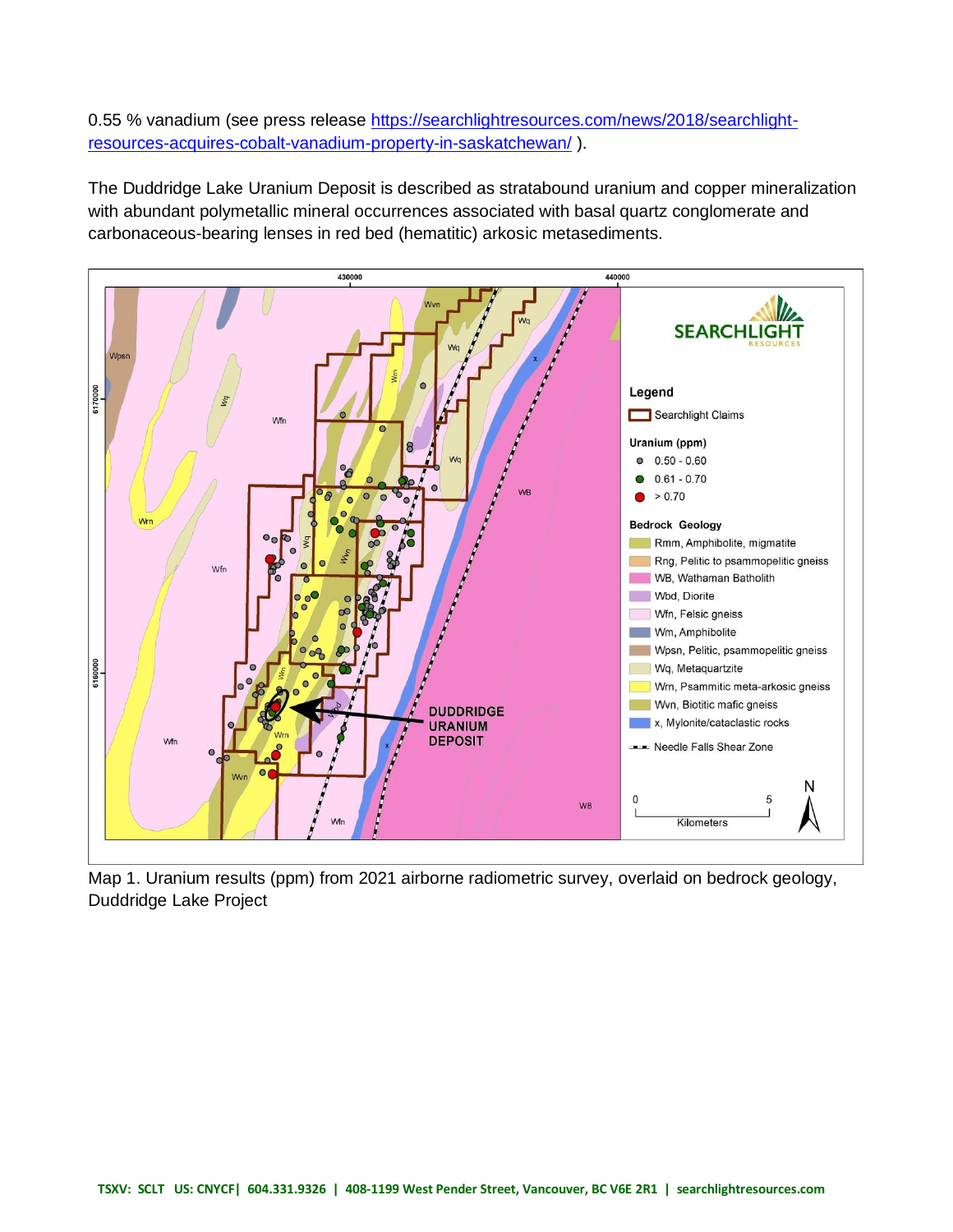0.55 % vanadium (see press release [https://searchlightresources.com/news/2018/searchlight-resources-acquires-cobalt-vanadium-property-in-saskatchewan/](https://searchlightresources.com/news/2018/searchlight-resources-acquires-cobalt-vanadium-property-in-saskatchewan/) ).

The Duddridge Lake Uranium Deposit is described as stratabound uranium and copper mineralization with abundant polymetallic mineral occurrences associated with basal quartz conglomerate and carbonaceous-bearing lenses in red bed (hematitic) arkosic metasediments.

Map 1. Uranium results (ppm) from 2021 airborne radiometric survey, overlaid on bedrock geology, Duddridge Lake Project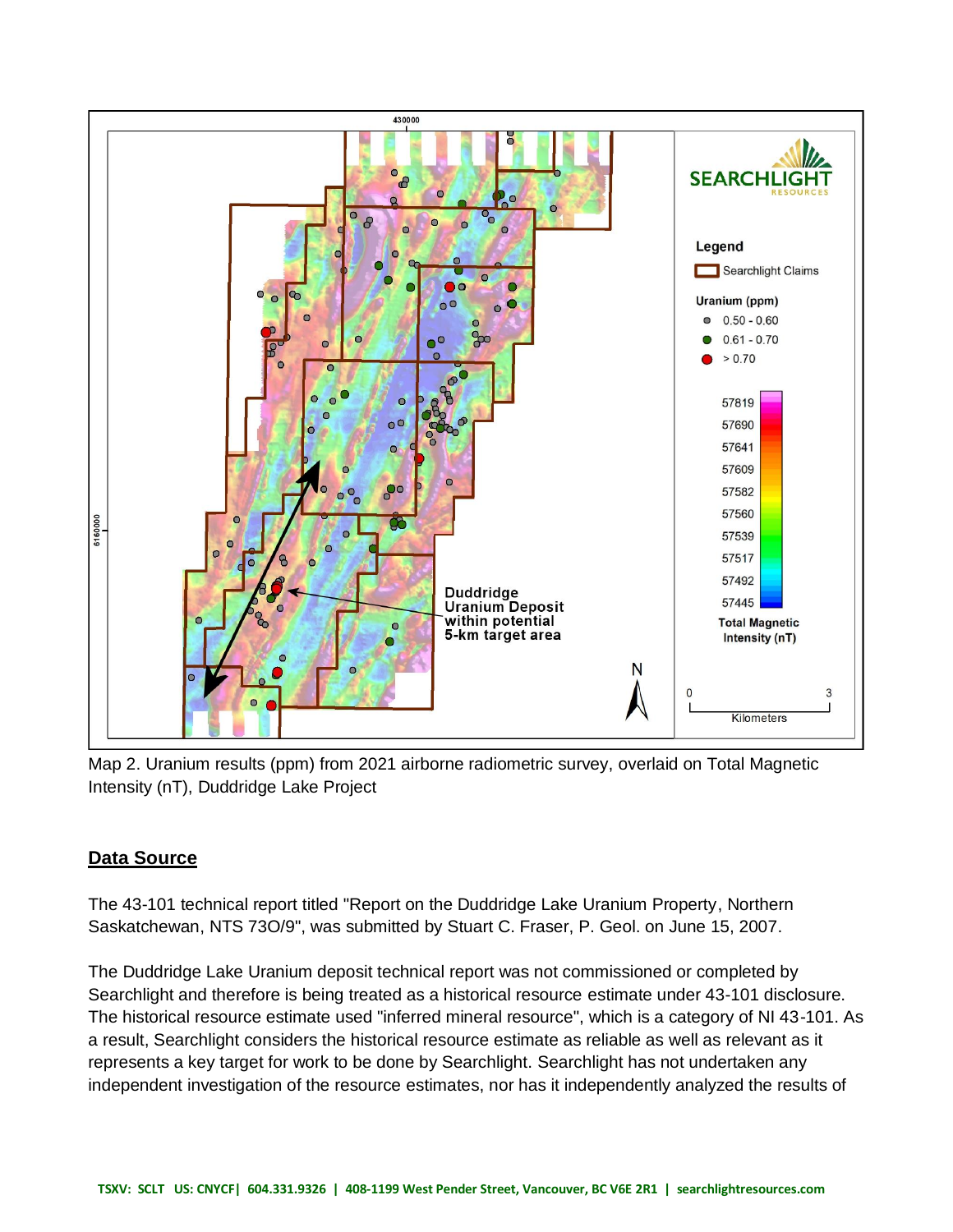Map 2. Uranium results (ppm) from 2021 airborne radiometric survey, overlaid on Total Magnetic Intensity (nT), Duddridge Lake Project

## Data Source

The 43-101 technical report titled "Report on the Duddridge Lake Uranium Property, Northern Saskatchewan, NTS 73O/9", was submitted by Stuart C. Fraser, P. Geol. on June 15, 2007.

The Duddridge Lake Uranium deposit technical report was not commissioned or completed by Searchlight and therefore is being treated as a historical resource estimate under 43-101 disclosure. The historical resource estimate used "inferred mineral resource", which is a category of NI 43-101. As a result, Searchlight considers the historical resource estimate as reliable as well as relevant as it represents a key target for work to be done by Searchlight. Searchlight has not undertaken any independent investigation of the resource estimates, nor has it independently analyzed the results of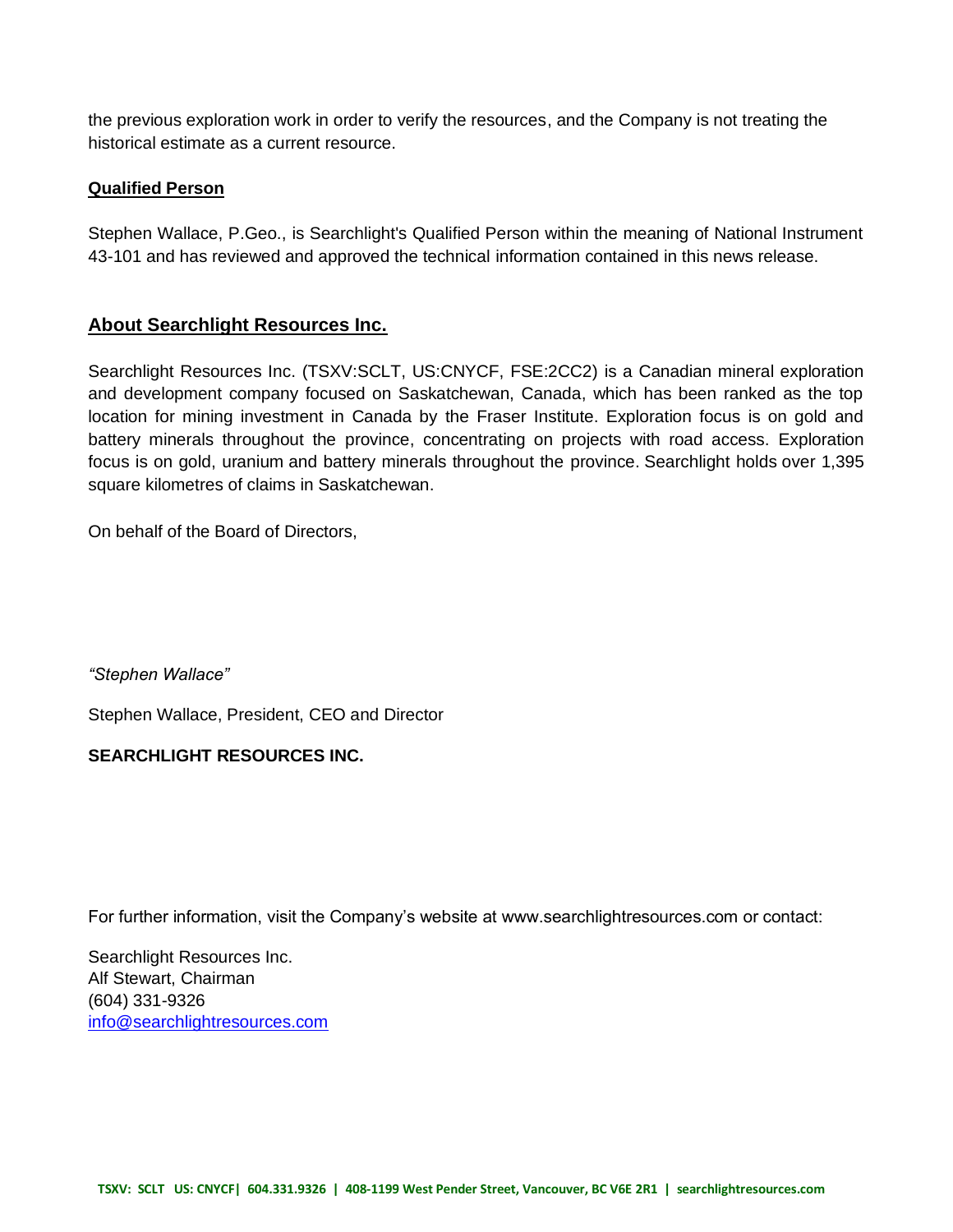the previous exploration work in order to verify the resources, and the Company is not treating the historical estimate as a current resource.

**Qualified Person**

Stephen Wallace, P.Geo., is Searchlight's Qualified Person within the meaning of National Instrument 43-101 and has reviewed and approved the technical information contained in this news release.

## About Searchlight Resources Inc.

Searchlight Resources Inc. (TSXV:SCLT, US:CNYCF, FSE:2CC2) is a Canadian mineral exploration and development company focused on Saskatchewan, Canada, which has been ranked as the top location for mining investment in Canada by the Fraser Institute. Exploration focus is on gold and battery minerals throughout the province, concentrating on projects with road access. Exploration focus is on gold, uranium and battery minerals throughout the province. Searchlight holds over 1,395 square kilometres of claims in Saskatchewan.

On behalf of the Board of Directors,

*"Stephen Wallace"*

Stephen Wallace, President, CEO and Director

**SEARCHLIGHT RESOURCES INC.**

For further information, visit the Company's website at www.searchlightresources.com or contact:

Searchlight Resources Inc.
Alf Stewart, Chairman
(604) 331-9326
info@searchlightresources.com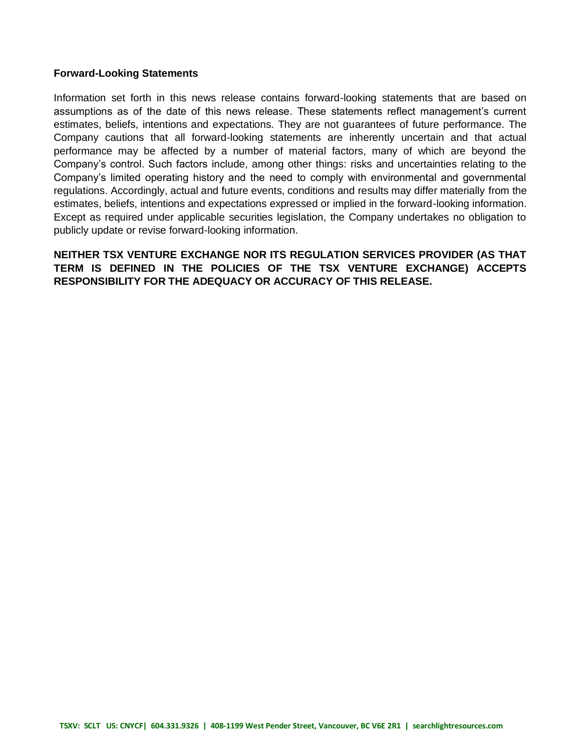**Forward-Looking Statements**

Information set forth in this news release contains forward-looking statements that are based on assumptions as of the date of this news release. These statements reflect management's current estimates, beliefs, intentions and expectations. They are not guarantees of future performance. The Company cautions that all forward-looking statements are inherently uncertain and that actual performance may be affected by a number of material factors, many of which are beyond the Company's control. Such factors include, among other things: risks and uncertainties relating to the Company's limited operating history and the need to comply with environmental and governmental regulations. Accordingly, actual and future events, conditions and results may differ materially from the estimates, beliefs, intentions and expectations expressed or implied in the forward-looking information. Except as required under applicable securities legislation, the Company undertakes no obligation to publicly update or revise forward-looking information.

**NEITHER TSX VENTURE EXCHANGE NOR ITS REGULATION SERVICES PROVIDER (AS THAT TERM IS DEFINED IN THE POLICIES OF THE TSX VENTURE EXCHANGE) ACCEPTS RESPONSIBILITY FOR THE ADEQUACY OR ACCURACY OF THIS RELEASE.**